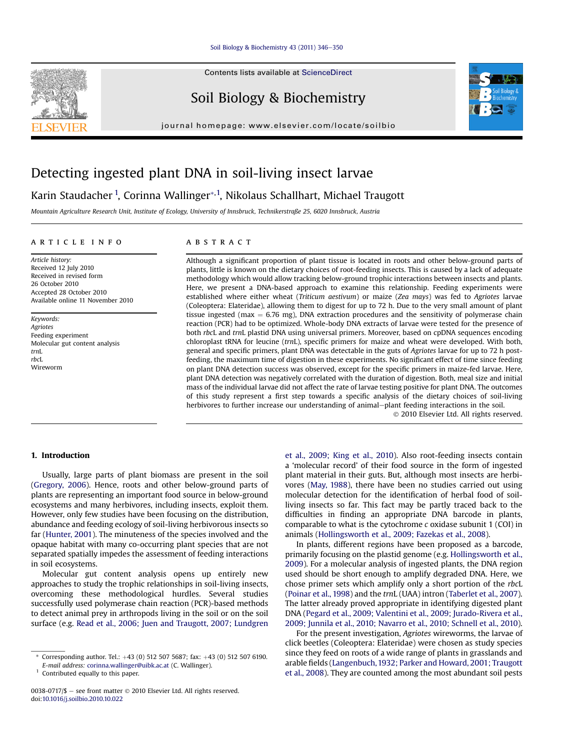Contents lists available at ScienceDirect

# Soil Biology & Biochemistry

journal homepage: www.elsevier.com/locate/soilbio

# Detecting ingested plant DNA in soil-living insect larvae

Karin Staudacher [1], Corinna Wallinger [*,1], Nikolaus Schallhart, Michael Traugott

*Mountain Agriculture Research Unit, Institute of Ecology, University of Innsbruck, Technikerstraße 25, 6020 Innsbruck, Austria*

## ARTICLE INFO

*Article history:*
Received 12 July 2010
Received in revised form
26 October 2010
Accepted 28 October 2010
Available online 11 November 2010

*Keywords:*
*Agriotes*
Feeding experiment
Molecular gut content analysis
*trn*L
*rbc*L
Wireworm

## ABSTRACT

Although a significant proportion of plant tissue is located in roots and other below-ground parts of plants, little is known on the dietary choices of root-feeding insects. This is caused by a lack of adequate methodology which would allow tracking below-ground trophic interactions between insects and plants. Here, we present a DNA-based approach to examine this relationship. Feeding experiments were established where either wheat (*Triticum aestivum*) or maize (*Zea mays*) was fed to *Agriotes* larvae (Coleoptera: Elateridae), allowing them to digest for up to 72 h. Due to the very small amount of plant tissue ingested (max = 6.76 mg), DNA extraction procedures and the sensitivity of polymerase chain reaction (PCR) had to be optimized. Whole-body DNA extracts of larvae were tested for the presence of both *rbc*L and *trn*L plastid DNA using universal primers. Moreover, based on cpDNA sequences encoding chloroplast tRNA for leucine (*trn*L), specific primers for maize and wheat were developed. With both, general and specific primers, plant DNA was detectable in the guts of *Agriotes* larvae for up to 72 h post-feeding, the maximum time of digestion in these experiments. No significant effect of time since feeding on plant DNA detection success was observed, except for the specific primers in maize-fed larvae. Here, plant DNA detection was negatively correlated with the duration of digestion. Both, meal size and initial mass of the individual larvae did not affect the rate of larvae testing positive for plant DNA. The outcomes of this study represent a first step towards a specific analysis of the dietary choices of soil-living herbivores to further increase our understanding of animal–plant feeding interactions in the soil.

© 2010 Elsevier Ltd. All rights reserved.

## 1. Introduction

Usually, large parts of plant biomass are present in the soil (Gregory, 2006). Hence, roots and other below-ground parts of plants are representing an important food source in below-ground ecosystems and many herbivores, including insects, exploit them. However, only few studies have been focusing on the distribution, abundance and feeding ecology of soil-living herbivorous insects so far (Hunter, 2001). The minuteness of the species involved and the opaque habitat with many co-occurring plant species that are not separated spatially impedes the assessment of feeding interactions in soil ecosystems.

Molecular gut content analysis opens up entirely new approaches to study the trophic relationships in soil-living insects, overcoming these methodological hurdles. Several studies successfully used polymerase chain reaction (PCR)-based methods to detect animal prey in arthropods living in the soil or on the soil surface (e.g. Read et al., 2006; Juen and Traugott, 2007; Lundgren et al., 2009; King et al., 2010). Also root-feeding insects contain a 'molecular record' of their food source in the form of ingested plant material in their guts. But, although most insects are herbivores (May, 1988), there have been no studies carried out using molecular detection for the identification of herbal food of soil-living insects so far. This fact may be partly traced back to the difficulties in finding an appropriate DNA barcode in plants, comparable to what is the cytochrome *c* oxidase subunit 1 (COI) in animals (Hollingsworth et al., 2009; Fazekas et al., 2008).

In plants, different regions have been proposed as a barcode, primarily focusing on the plastid genome (e.g. Hollingsworth et al., 2009). For a molecular analysis of ingested plants, the DNA region used should be short enough to amplify degraded DNA. Here, we chose primer sets which amplify only a short portion of the *rbc*L (Poinar et al., 1998) and the *trn*L (UAA) intron (Taberlet et al., 2007). The latter already proved appropriate in identifying digested plant DNA (Pegard et al., 2009; Valentini et al., 2009; Jurado-Rivera et al., 2009; Junnila et al., 2010; Navarro et al., 2010; Schnell et al., 2010).

For the present investigation, *Agriotes* wireworms, the larvae of click beetles (Coleoptera: Elateridae) were chosen as study species since they feed on roots of a wide range of plants in grasslands and arable fields (Langenbuch, 1932; Parker and Howard, 2001; Traugott et al., 2008). They are counted among the most abundant soil pests

---

* Corresponding author. Tel.: +43 (0) 512 507 5687; fax: +43 (0) 512 507 6190. *E-mail address:* corinna.wallinger@uibk.ac.at (C. Wallinger).

[1] Contributed equally to this paper.

0038-0717/$ – see front matter © 2010 Elsevier Ltd. All rights reserved.
doi:10.1016/j.soilbio.2010.10.022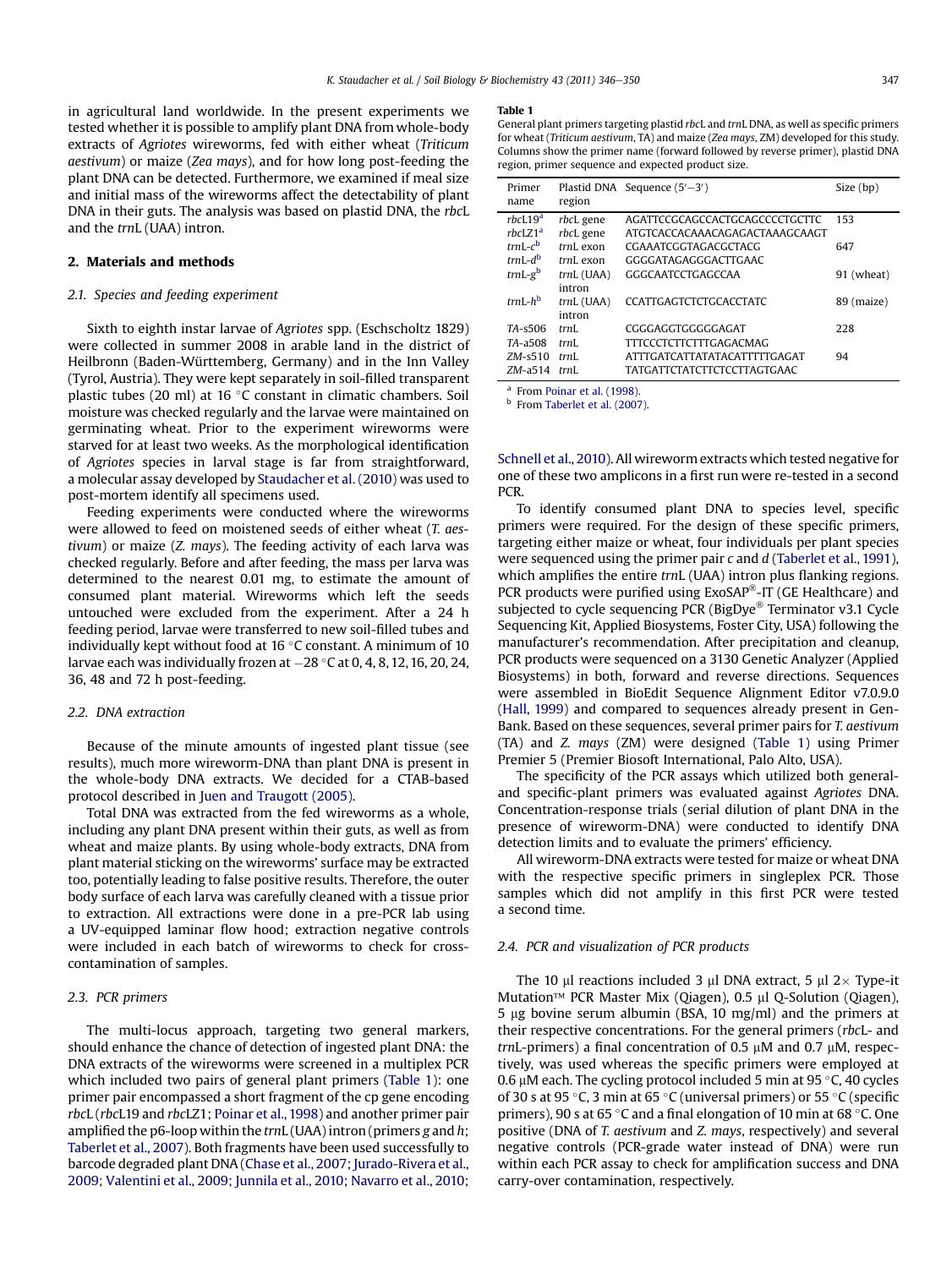in agricultural land worldwide. In the present experiments we tested whether it is possible to amplify plant DNA from whole-body extracts of *Agriotes* wireworms, fed with either wheat (*Triticum aestivum*) or maize (*Zea mays*), and for how long post-feeding the plant DNA can be detected. Furthermore, we examined if meal size and initial mass of the wireworms affect the detectability of plant DNA in their guts. The analysis was based on plastid DNA, the *rbc*L and the *trn*L (UAA) intron.

## 2. Materials and methods

### 2.1. Species and feeding experiment

Sixth to eighth instar larvae of *Agriotes* spp. (Eschscholtz 1829) were collected in summer 2008 in arable land in the district of Heilbronn (Baden-Württemberg, Germany) and in the Inn Valley (Tyrol, Austria). They were kept separately in soil-filled transparent plastic tubes (20 ml) at 16 °C constant in climatic chambers. Soil moisture was checked regularly and the larvae were maintained on germinating wheat. Prior to the experiment wireworms were starved for at least two weeks. As the morphological identification of *Agriotes* species in larval stage is far from straightforward, a molecular assay developed by Staudacher et al. (2010) was used to post-mortem identify all specimens used.

Feeding experiments were conducted where the wireworms were allowed to feed on moistened seeds of either wheat (*T. aestivum*) or maize (*Z. mays*). The feeding activity of each larva was checked regularly. Before and after feeding, the mass per larva was determined to the nearest 0.01 mg, to estimate the amount of consumed plant material. Wireworms which left the seeds untouched were excluded from the experiment. After a 24 h feeding period, larvae were transferred to new soil-filled tubes and individually kept without food at 16 °C constant. A minimum of 10 larvae each was individually frozen at −28 °C at 0, 4, 8, 12, 16, 20, 24, 36, 48 and 72 h post-feeding.

### 2.2. DNA extraction

Because of the minute amounts of ingested plant tissue (see results), much more wireworm-DNA than plant DNA is present in the whole-body DNA extracts. We decided for a CTAB-based protocol described in Juen and Traugott (2005).

Total DNA was extracted from the fed wireworms as a whole, including any plant DNA present within their guts, as well as from wheat and maize plants. By using whole-body extracts, DNA from plant material sticking on the wireworms' surface may be extracted too, potentially leading to false positive results. Therefore, the outer body surface of each larva was carefully cleaned with a tissue prior to extraction. All extractions were done in a pre-PCR lab using a UV-equipped laminar flow hood; extraction negative controls were included in each batch of wireworms to check for cross-contamination of samples.

### 2.3. PCR primers

The multi-locus approach, targeting two general markers, should enhance the chance of detection of ingested plant DNA: the DNA extracts of the wireworms were screened in a multiplex PCR which included two pairs of general plant primers (Table 1): one primer pair encompassed a short fragment of the cp gene encoding *rbc*L (*rbc*L19 and *rbc*LZ1; Poinar et al., 1998) and another primer pair amplified the p6-loop within the *trn*L (UAA) intron (primers *g* and *h*; Taberlet et al., 2007). Both fragments have been used successfully to barcode degraded plant DNA (Chase et al., 2007; Jurado-Rivera et al., 2009; Valentini et al., 2009; Junnila et al., 2010; Navarro et al., 2010; Schnell et al., 2010). All wireworm extracts which tested negative for one of these two amplicons in a first run were re-tested in a second PCR.

To identify consumed plant DNA to species level, specific primers were required. For the design of these specific primers, targeting either maize or wheat, four individuals per plant species were sequenced using the primer pair *c* and *d* (Taberlet et al., 1991), which amplifies the entire *trn*L (UAA) intron plus flanking regions. PCR products were purified using ExoSAP®-IT (GE Healthcare) and subjected to cycle sequencing PCR (BigDye® Terminator v3.1 Cycle Sequencing Kit, Applied Biosystems, Foster City, USA) following the manufacturer's recommendation. After precipitation and cleanup, PCR products were sequenced on a 3130 Genetic Analyzer (Applied Biosystems) in both, forward and reverse directions. Sequences were assembled in BioEdit Sequence Alignment Editor v7.0.9.0 (Hall, 1999) and compared to sequences already present in GenBank. Based on these sequences, several primer pairs for *T. aestivum* (TA) and *Z. mays* (ZM) were designed (Table 1) using Primer Premier 5 (Premier Biosoft International, Palo Alto, USA).

The specificity of the PCR assays which utilized both general- and specific-plant primers was evaluated against *Agriotes* DNA. Concentration-response trials (serial dilution of plant DNA in the presence of wireworm-DNA) were conducted to identify DNA detection limits and to evaluate the primers' efficiency.

All wireworm-DNA extracts were tested for maize or wheat DNA with the respective specific primers in singleplex PCR. Those samples which did not amplify in this first PCR were tested a second time.

### 2.4. PCR and visualization of PCR products

The 10 μl reactions included 3 μl DNA extract, 5 μl 2× Type-it Mutation™ PCR Master Mix (Qiagen), 0.5 μl Q-Solution (Qiagen), 5 μg bovine serum albumin (BSA, 10 mg/ml) and the primers at their respective concentrations. For the general primers (*rbc*L- and *trn*L-primers) a final concentration of 0.5 μM and 0.7 μM, respectively, was used whereas the specific primers were employed at 0.6 μM each. The cycling protocol included 5 min at 95 °C, 40 cycles of 30 s at 95 °C, 3 min at 65 °C (universal primers) or 55 °C (specific primers), 90 s at 65 °C and a final elongation of 10 min at 68 °C. One positive (DNA of *T. aestivum* and *Z. mays*, respectively) and several negative controls (PCR-grade water instead of DNA) were run within each PCR assay to check for amplification success and DNA carry-over contamination, respectively.

**Table 1**
General plant primers targeting plastid *rbc*L and *trn*L DNA, as well as specific primers for wheat (*Triticum aestivum*, TA) and maize (*Zea mays*, ZM) developed for this study. Columns show the primer name (forward followed by reverse primer), plastid DNA region, primer sequence and expected product size.

| Primer name | Plastid DNA region | Sequence (5′−3′) | Size (bp) |
|---|---|---|---|
| *rbc*L19[a] | *rbc*L gene | AGATTCCGCAGCCACTGCAGCCCCTGCTTC | 153 |
| *rbc*LZ1[a] | *rbc*L gene | ATGTCACCACAAACAGAGACTAAAGCAAGT | |
| *trn*L-*c*[b] | *trn*L exon | CGAAATCGGTAGACGCTACG | 647 |
| *trn*L-*d*[b] | *trn*L exon | GGGGATAGAGGGACTTGAAC | |
| *trn*L-*g*[b] | *trn*L (UAA) intron | GGGCAATCCTGAGCCAA | 91 (wheat) |
| *trn*L-*h*[b] | *trn*L (UAA) intron | CCATTGAGTCTCTGCACCTATC | 89 (maize) |
| *TA*-s506 | *trn*L | CGGGAGGTGGGGGAGAT | 228 |
| *TA*-a508 | *trn*L | TTTCCCTCTTCTTTGAGACMAG | |
| *ZM*-s510 | *trn*L | ATTTGATCATTATATACATTTTTGAGAT | 94 |
| *ZM*-a514 | *trn*L | TATGATTCTATCTTCTCCTTAGTGAAC | |

[a] From Poinar et al. (1998).
[b] From Taberlet et al. (2007).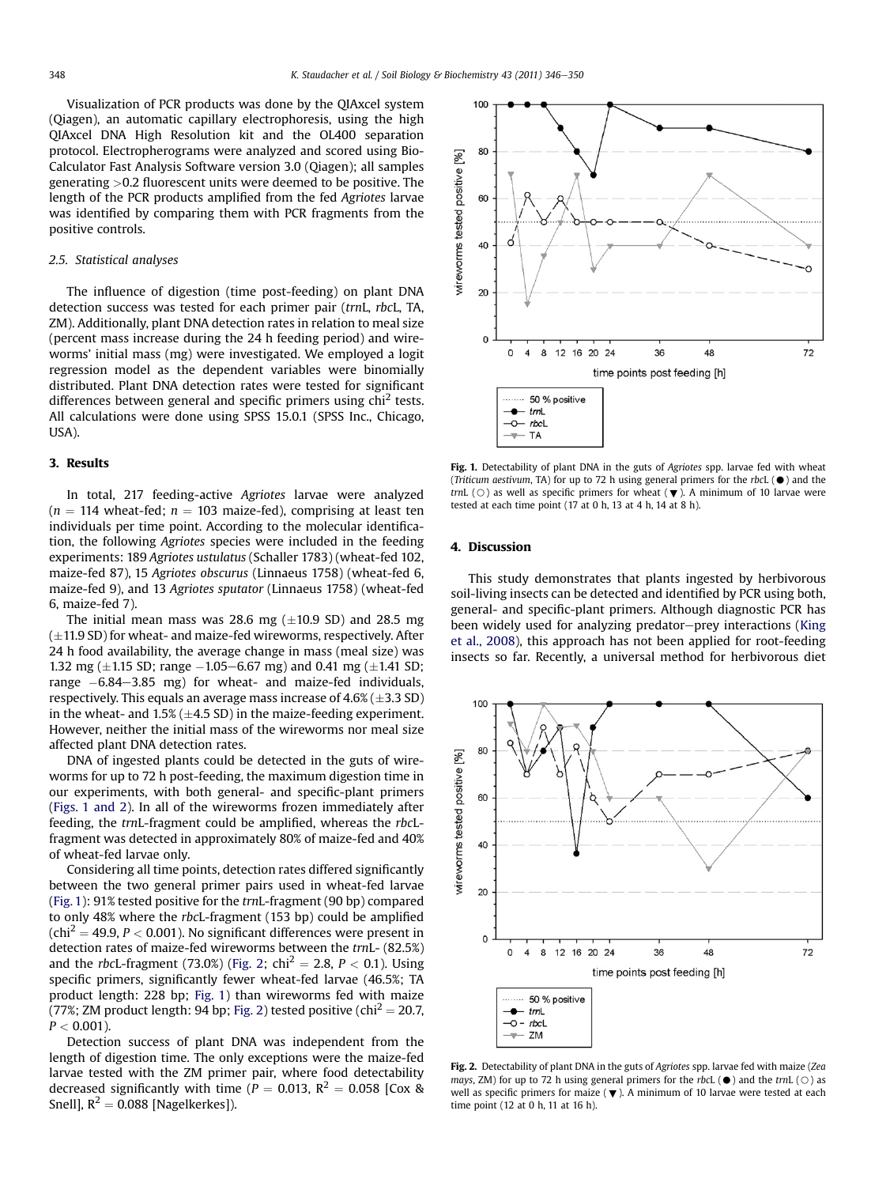Visualization of PCR products was done by the QIAxcel system (Qiagen), an automatic capillary electrophoresis, using the high QIAxcel DNA High Resolution kit and the OL400 separation protocol. Electropherograms were analyzed and scored using BioCalculator Fast Analysis Software version 3.0 (Qiagen); all samples generating >0.2 fluorescent units were deemed to be positive. The length of the PCR products amplified from the fed *Agriotes* larvae was identified by comparing them with PCR fragments from the positive controls.

### 2.5. Statistical analyses

The influence of digestion (time post-feeding) on plant DNA detection success was tested for each primer pair (*trn*L, *rbc*L, TA, ZM). Additionally, plant DNA detection rates in relation to meal size (percent mass increase during the 24 h feeding period) and wireworms' initial mass (mg) were investigated. We employed a logit regression model as the dependent variables were binomially distributed. Plant DNA detection rates were tested for significant differences between general and specific primers using $chi^2$ tests. All calculations were done using SPSS 15.0.1 (SPSS Inc., Chicago, USA).

## 3. Results

In total, 217 feeding-active *Agriotes* larvae were analyzed ($n = 114$ wheat-fed; $n = 103$ maize-fed), comprising at least ten individuals per time point. According to the molecular identification, the following *Agriotes* species were included in the feeding experiments: 189 *Agriotes ustulatus* (Schaller 1783) (wheat-fed 102, maize-fed 87), 15 *Agriotes obscurus* (Linnaeus 1758) (wheat-fed 6, maize-fed 9), and 13 *Agriotes sputator* (Linnaeus 1758) (wheat-fed 6, maize-fed 7).

The initial mean mass was 28.6 mg (±10.9 SD) and 28.5 mg (±11.9 SD) for wheat- and maize-fed wireworms, respectively. After 24 h food availability, the average change in mass (meal size) was 1.32 mg (±1.15 SD; range −1.05–6.67 mg) and 0.41 mg (±1.41 SD; range −6.84–3.85 mg) for wheat- and maize-fed individuals, respectively. This equals an average mass increase of 4.6% (±3.3 SD) in the wheat- and 1.5% (±4.5 SD) in the maize-feeding experiment. However, neither the initial mass of the wireworms nor meal size affected plant DNA detection rates.

DNA of ingested plants could be detected in the guts of wireworms for up to 72 h post-feeding, the maximum digestion time in our experiments, with both general- and specific-plant primers (Figs. 1 and 2). In all of the wireworms frozen immediately after feeding, the *trn*L-fragment could be amplified, whereas the *rbc*L-fragment was detected in approximately 80% of maize-fed and 40% of wheat-fed larvae only.

Considering all time points, detection rates differed significantly between the two general primer pairs used in wheat-fed larvae (Fig. 1): 91% tested positive for the *trn*L-fragment (90 bp) compared to only 48% where the *rbc*L-fragment (153 bp) could be amplified ($chi^2 = 49.9$, $P < 0.001$). No significant differences were present in detection rates of maize-fed wireworms between the *trn*L- (82.5%) and the *rbc*L-fragment (73.0%) (Fig. 2; $chi^2 = 2.8$, $P < 0.1$). Using specific primers, significantly fewer wheat-fed larvae (46.5%; TA product length: 228 bp; Fig. 1) than wireworms fed with maize (77%; ZM product length: 94 bp; Fig. 2) tested positive ($chi^2 = 20.7$, $P < 0.001$).

Detection success of plant DNA was independent from the length of digestion time. The only exceptions were the maize-fed larvae tested with the ZM primer pair, where food detectability decreased significantly with time ($P = 0.013$, $R^2 = 0.058$ [Cox & Snell], $R^2 = 0.088$ [Nagelkerkes]).

**Fig. 1.** Detectability of plant DNA in the guts of *Agriotes* spp. larvae fed with wheat (*Triticum aestivum*, TA) for up to 72 h using general primers for the *rbc*L (●) and the *trn*L (○) as well as specific primers for wheat (▼). A minimum of 10 larvae were tested at each time point (17 at 0 h, 13 at 4 h, 14 at 8 h).

**Fig. 2.** Detectability of plant DNA in the guts of *Agriotes* spp. larvae fed with maize (*Zea mays*, ZM) for up to 72 h using general primers for the *rbc*L (●) and the *trn*L (○) as well as specific primers for maize (▼). A minimum of 10 larvae were tested at each time point (12 at 0 h, 11 at 16 h).

## 4. Discussion

This study demonstrates that plants ingested by herbivorous soil-living insects can be detected and identified by PCR using both, general- and specific-plant primers. Although diagnostic PCR has been widely used for analyzing predator–prey interactions (King et al., 2008), this approach has not been applied for root-feeding insects so far. Recently, a universal method for herbivorous diet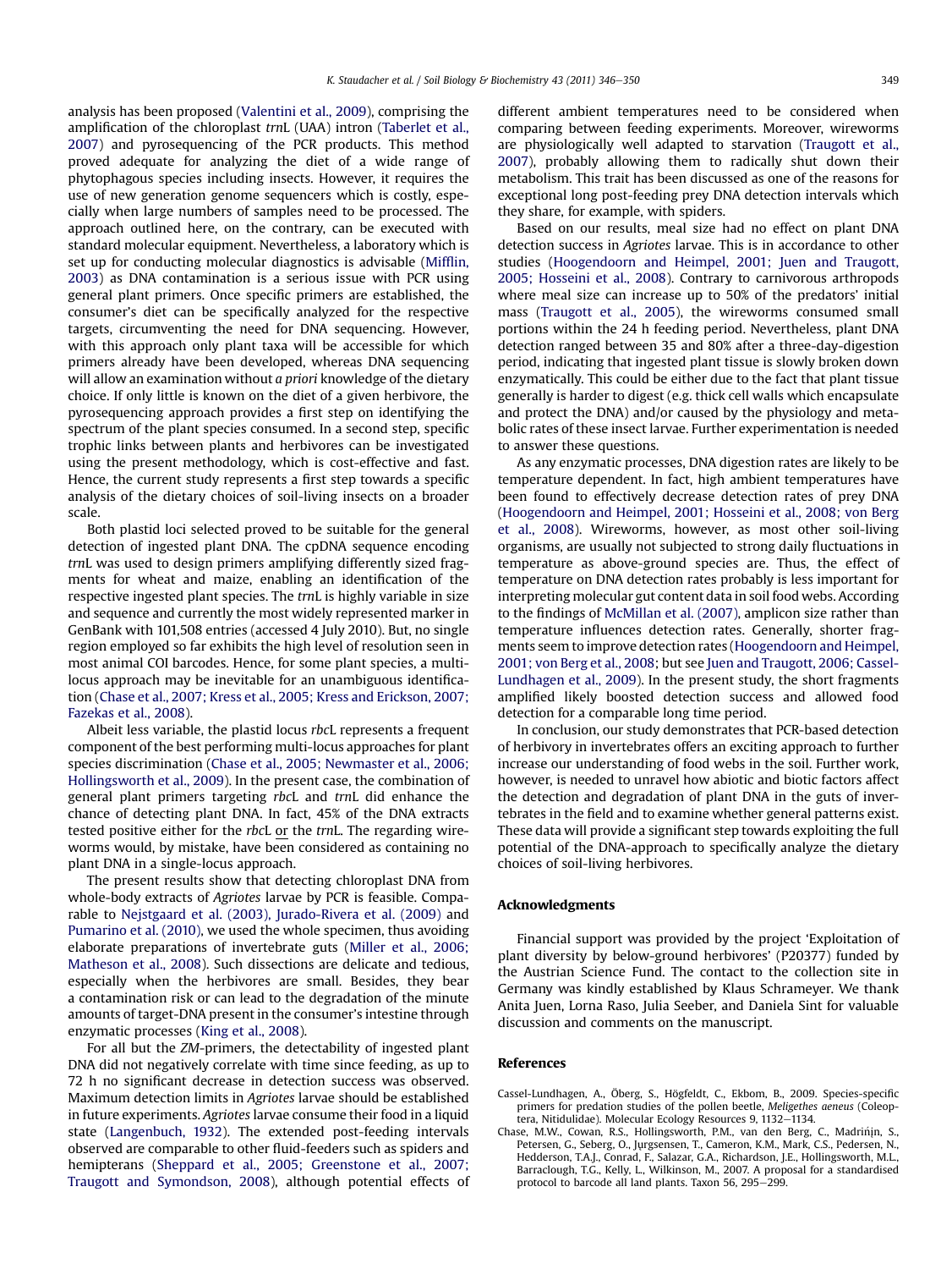analysis has been proposed (Valentini et al., 2009), comprising the amplification of the chloroplast *trn*L (UAA) intron (Taberlet et al., 2007) and pyrosequencing of the PCR products. This method proved adequate for analyzing the diet of a wide range of phytophagous species including insects. However, it requires the use of new generation genome sequencers which is costly, especially when large numbers of samples need to be processed. The approach outlined here, on the contrary, can be executed with standard molecular equipment. Nevertheless, a laboratory which is set up for conducting molecular diagnostics is advisable (Mifflin, 2003) as DNA contamination is a serious issue with PCR using general plant primers. Once specific primers are established, the consumer's diet can be specifically analyzed for the respective targets, circumventing the need for DNA sequencing. However, with this approach only plant taxa will be accessible for which primers already have been developed, whereas DNA sequencing will allow an examination without *a priori* knowledge of the dietary choice. If only little is known on the diet of a given herbivore, the pyrosequencing approach provides a first step on identifying the spectrum of the plant species consumed. In a second step, specific trophic links between plants and herbivores can be investigated using the present methodology, which is cost-effective and fast. Hence, the current study represents a first step towards a specific analysis of the dietary choices of soil-living insects on a broader scale.

Both plastid loci selected proved to be suitable for the general detection of ingested plant DNA. The cpDNA sequence encoding *trn*L was used to design primers amplifying differently sized fragments for wheat and maize, enabling an identification of the respective ingested plant species. The *trn*L is highly variable in size and sequence and currently the most widely represented marker in GenBank with 101,508 entries (accessed 4 July 2010). But, no single region employed so far exhibits the high level of resolution seen in most animal COI barcodes. Hence, for some plant species, a multi-locus approach may be inevitable for an unambiguous identification (Chase et al., 2007; Kress et al., 2005; Kress and Erickson, 2007; Fazekas et al., 2008).

Albeit less variable, the plastid locus *rbc*L represents a frequent component of the best performing multi-locus approaches for plant species discrimination (Chase et al., 2005; Newmaster et al., 2006; Hollingsworth et al., 2009). In the present case, the combination of general plant primers targeting *rbc*L and *trn*L did enhance the chance of detecting plant DNA. In fact, 45% of the DNA extracts tested positive either for the *rbc*L or the *trn*L. The regarding wireworms would, by mistake, have been considered as containing no plant DNA in a single-locus approach.

The present results show that detecting chloroplast DNA from whole-body extracts of *Agriotes* larvae by PCR is feasible. Comparable to Nejstgaard et al. (2003), Jurado-Rivera et al. (2009) and Pumarino et al. (2010), we used the whole specimen, thus avoiding elaborate preparations of invertebrate guts (Miller et al., 2006; Matheson et al., 2008). Such dissections are delicate and tedious, especially when the herbivores are small. Besides, they bear a contamination risk or can lead to the degradation of the minute amounts of target-DNA present in the consumer's intestine through enzymatic processes (King et al., 2008).

For all but the *ZM*-primers, the detectability of ingested plant DNA did not negatively correlate with time since feeding, as up to 72 h no significant decrease in detection success was observed. Maximum detection limits in *Agriotes* larvae should be established in future experiments. *Agriotes* larvae consume their food in a liquid state (Langenbuch, 1932). The extended post-feeding intervals observed are comparable to other fluid-feeders such as spiders and hemipterans (Sheppard et al., 2005; Greenstone et al., 2007; Traugott and Symondson, 2008), although potential effects of different ambient temperatures need to be considered when comparing between feeding experiments. Moreover, wireworms are physiologically well adapted to starvation (Traugott et al., 2007), probably allowing them to radically shut down their metabolism. This trait has been discussed as one of the reasons for exceptional long post-feeding prey DNA detection intervals which they share, for example, with spiders.

Based on our results, meal size had no effect on plant DNA detection success in *Agriotes* larvae. This is in accordance to other studies (Hoogendoorn and Heimpel, 2001; Juen and Traugott, 2005; Hosseini et al., 2008). Contrary to carnivorous arthropods where meal size can increase up to 50% of the predators' initial mass (Traugott et al., 2005), the wireworms consumed small portions within the 24 h feeding period. Nevertheless, plant DNA detection ranged between 35 and 80% after a three-day-digestion period, indicating that ingested plant tissue is slowly broken down enzymatically. This could be either due to the fact that plant tissue generally is harder to digest (e.g. thick cell walls which encapsulate and protect the DNA) and/or caused by the physiology and metabolic rates of these insect larvae. Further experimentation is needed to answer these questions.

As any enzymatic processes, DNA digestion rates are likely to be temperature dependent. In fact, high ambient temperatures have been found to effectively decrease detection rates of prey DNA (Hoogendoorn and Heimpel, 2001; Hosseini et al., 2008; von Berg et al., 2008). Wireworms, however, as most other soil-living organisms, are usually not subjected to strong daily fluctuations in temperature as above-ground species are. Thus, the effect of temperature on DNA detection rates probably is less important for interpreting molecular gut content data in soil food webs. According to the findings of McMillan et al. (2007), amplicon size rather than temperature influences detection rates. Generally, shorter fragments seem to improve detection rates (Hoogendoorn and Heimpel, 2001; von Berg et al., 2008; but see Juen and Traugott, 2006; Cassel-Lundhagen et al., 2009). In the present study, the short fragments amplified likely boosted detection success and allowed food detection for a comparable long time period.

In conclusion, our study demonstrates that PCR-based detection of herbivory in invertebrates offers an exciting approach to further increase our understanding of food webs in the soil. Further work, however, is needed to unravel how abiotic and biotic factors affect the detection and degradation of plant DNA in the guts of invertebrates in the field and to examine whether general patterns exist. These data will provide a significant step towards exploiting the full potential of the DNA-approach to specifically analyze the dietary choices of soil-living herbivores.

## Acknowledgments

Financial support was provided by the project 'Exploitation of plant diversity by below-ground herbivores' (P20377) funded by the Austrian Science Fund. The contact to the collection site in Germany was kindly established by Klaus Schrameyer. We thank Anita Juen, Lorna Raso, Julia Seeber, and Daniela Sint for valuable discussion and comments on the manuscript.

## References

Cassel-Lundhagen, A., Öberg, S., Högfeldt, C., Ekbom, B., 2009. Species-specific primers for predation studies of the pollen beetle, *Meligethes aeneus* (Coleoptera, Nitidulidae). Molecular Ecology Resources 9, 1132–1134.

Chase, M.W., Cowan, R.S., Hollingsworth, P.M., van den Berg, C., Madriñán, S., Petersen, G., Seberg, O., Jørgsensen, T., Cameron, K.M., Mark, C.S., Pedersen, N., Hedderson, T.A.J., Conrad, F., Salazar, G.A., Richardson, J.E., Hollingsworth, M.L., Barraclough, T.G., Kelly, L., Wilkinson, M., 2007. A proposal for a standardised protocol to barcode all land plants. Taxon 56, 295–299.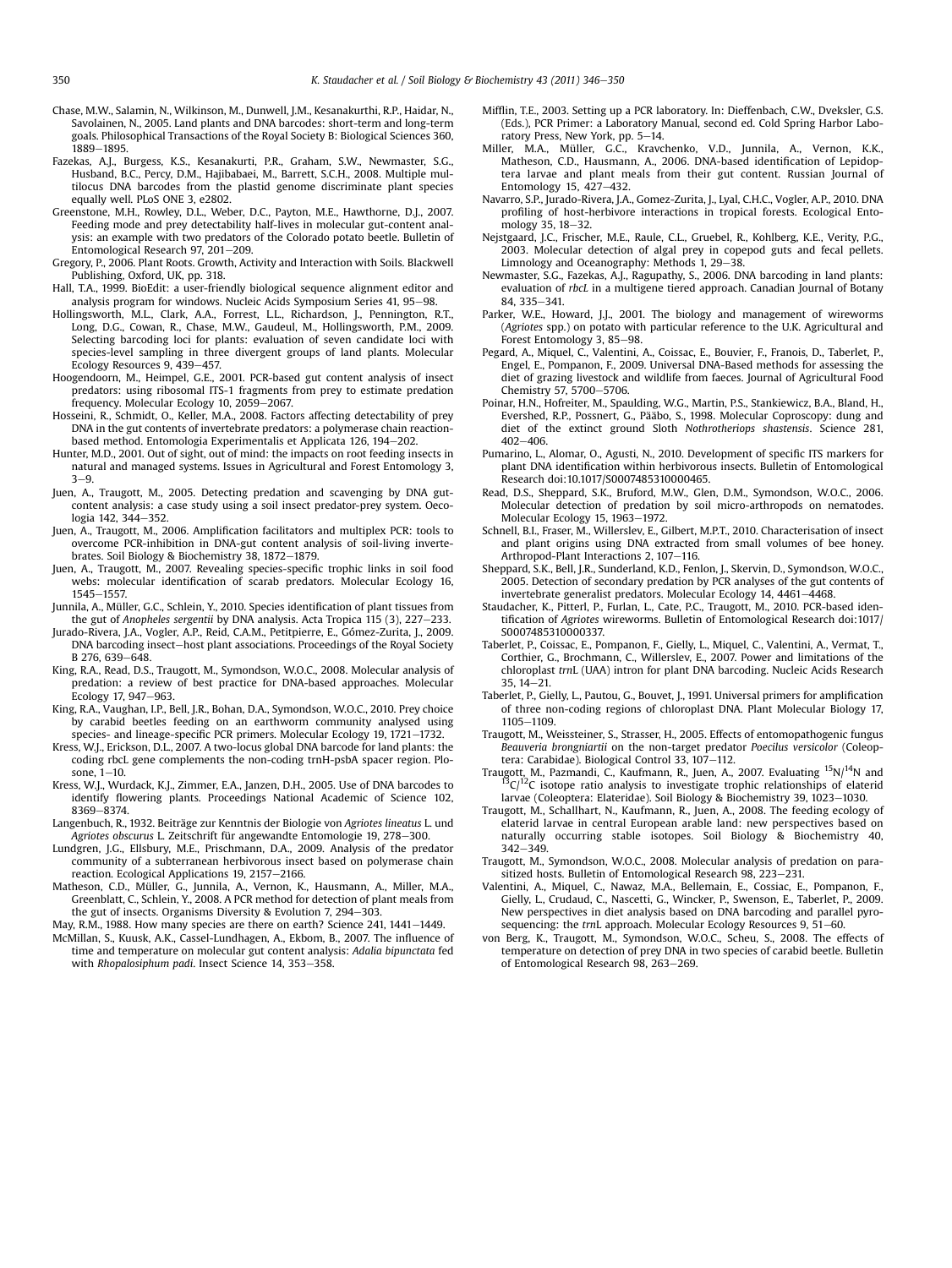Chase, M.W., Salamin, N., Wilkinson, M., Dunwell, J.M., Kesanakurthi, R.P., Haidar, N., Savolainen, N., 2005. Land plants and DNA barcodes: short-term and long-term goals. Philosophical Transactions of the Royal Society B: Biological Sciences 360, 1889–1895.

Fazekas, A.J., Burgess, K.S., Kesanakurti, P.R., Graham, S.W., Newmaster, S.G., Husband, B.C., Percy, D.M., Hajibabaei, M., Barrett, S.C.H., 2008. Multiple multilocus DNA barcodes from the plastid genome discriminate plant species equally well. PLoS ONE 3, e2802.

Greenstone, M.H., Rowley, D.L., Weber, D.C., Payton, M.E., Hawthorne, D.J., 2007. Feeding mode and prey detectability half-lives in molecular gut-content analysis: an example with two predators of the Colorado potato beetle. Bulletin of Entomological Research 97, 201–209.

Gregory, P., 2006. Plant Roots. Growth, Activity and Interaction with Soils. Blackwell Publishing, Oxford, UK, pp. 318.

Hall, T.A., 1999. BioEdit: a user-friendly biological sequence alignment editor and analysis program for windows. Nucleic Acids Symposium Series 41, 95–98.

Hollingsworth, M.L., Clark, A.A., Forrest, L.L., Richardson, J., Pennington, R.T., Long, D.G., Cowan, R., Chase, M.W., Gaudeul, M., Hollingsworth, P.M., 2009. Selecting barcoding loci for plants: evaluation of seven candidate loci with species-level sampling in three divergent groups of land plants. Molecular Ecology Resources 9, 439–457.

Hoogendoorn, M., Heimpel, G.E., 2001. PCR-based gut content analysis of insect predators: using ribosomal ITS-1 fragments from prey to estimate predation frequency. Molecular Ecology 10, 2059–2067.

Hosseini, R., Schmidt, O., Keller, M.A., 2008. Factors affecting detectability of prey DNA in the gut contents of invertebrate predators: a polymerase chain reaction-based method. Entomologia Experimentalis et Applicata 126, 194–202.

Hunter, M.D., 2001. Out of sight, out of mind: the impacts on root feeding insects in natural and managed systems. Issues in Agricultural and Forest Entomology 3, 3–9.

Juen, A., Traugott, M., 2005. Detecting predation and scavenging by DNA gut-content analysis: a case study using a soil insect predator-prey system. Oecologia 142, 344–352.

Juen, A., Traugott, M., 2006. Amplification facilitators and multiplex PCR: tools to overcome PCR-inhibition in DNA-gut content analysis of soil-living invertebrates. Soil Biology & Biochemistry 38, 1872–1879.

Juen, A., Traugott, M., 2007. Revealing species-specific trophic links in soil food webs: molecular identification of scarab predators. Molecular Ecology 16, 1545–1557.

Junnila, A., Müller, G.C., Schlein, Y., 2010. Species identification of plant tissues from the gut of *Anopheles sergentii* by DNA analysis. Acta Tropica 115 (3), 227–233.

Jurado-Rivera, J.A., Vogler, A.P., Reid, C.A.M., Petitpierre, E., Gómez-Zurita, J., 2009. DNA barcoding insect–host plant associations. Proceedings of the Royal Society B 276, 639–648.

King, R.A., Read, D.S., Traugott, M., Symondson, W.O.C., 2008. Molecular analysis of predation: a review of best practice for DNA-based approaches. Molecular Ecology 17, 947–963.

King, R.A., Vaughan, I.P., Bell, J.R., Bohan, D.A., Symondson, W.O.C., 2010. Prey choice by carabid beetles feeding on an earthworm community analysed using species- and lineage-specific PCR primers. Molecular Ecology 19, 1721–1732.

Kress, W.J., Erickson, D.L., 2007. A two-locus global DNA barcode for land plants: the coding rbcL gene complements the non-coding trnH-psbA spacer region. Plosone, 1–10.

Kress, W.J., Wurdack, K.J., Zimmer, E.A., Janzen, D.H., 2005. Use of DNA barcodes to identify flowering plants. Proceedings National Academic of Science 102, 8369–8374.

Langenbuch, R., 1932. Beiträge zur Kenntnis der Biologie von *Agriotes lineatus* L. und *Agriotes obscurus* L. Zeitschrift für angewandte Entomologie 19, 278–300.

Lundgren, J.G., Ellsbury, M.E., Prischmann, D.A., 2009. Analysis of the predator community of a subterranean herbivorous insect based on polymerase chain reaction. Ecological Applications 19, 2157–2166.

Matheson, C.D., Müller, G., Junnila, A., Vernon, K., Hausmann, A., Miller, M.A., Greenblatt, C., Schlein, Y., 2008. A PCR method for detection of plant meals from the gut of insects. Organisms Diversity & Evolution 7, 294–303.

May, R.M., 1988. How many species are there on earth? Science 241, 1441–1449.

McMillan, S., Kuusk, A.K., Cassel-Lundhagen, A., Ekbom, B., 2007. The influence of time and temperature on molecular gut content analysis: *Adalia bipunctata* fed with *Rhopalosiphum padi*. Insect Science 14, 353–358.

Mifflin, T.E., 2003. Setting up a PCR laboratory. In: Dieffenbach, C.W., Dveksler, G.S. (Eds.), PCR Primer: a Laboratory Manual, second ed. Cold Spring Harbor Laboratory Press, New York, pp. 5–14.

Miller, M.A., Müller, G.C., Kravchenko, V.D., Junnila, A., Vernon, K.K., Matheson, C.D., Hausmann, A., 2006. DNA-based identification of Lepidoptera larvae and plant meals from their gut content. Russian Journal of Entomology 15, 427–432.

Navarro, S.P., Jurado-Rivera, J.A., Gomez-Zurita, J., Lyal, C.H.C., Vogler, A.P., 2010. DNA profiling of host-herbivore interactions in tropical forests. Ecological Entomology 35, 18–32.

Nejstgaard, J.C., Frischer, M.E., Raule, C.L., Gruebel, R., Kohlberg, K.E., Verity, P.G., 2003. Molecular detection of algal prey in copepod guts and fecal pellets. Limnology and Oceanography: Methods 1, 29–38.

Newmaster, S.G., Fazekas, A.J., Ragupathy, S., 2006. DNA barcoding in land plants: evaluation of *rbcL* in a multigene tiered approach. Canadian Journal of Botany 84, 335–341.

Parker, W.E., Howard, J.J., 2001. The biology and management of wireworms (*Agriotes* spp.) on potato with particular reference to the U.K. Agricultural and Forest Entomology 3, 85–98.

Pegard, A., Miquel, C., Valentini, A., Coissac, E., Bouvier, F., Franois, D., Taberlet, P., Engel, E., Pompanon, F., 2009. Universal DNA-Based methods for assessing the diet of grazing livestock and wildlife from faeces. Journal of Agricultural Food Chemistry 57, 5700–5706.

Poinar, H.N., Hofreiter, M., Spaulding, W.G., Martin, P.S., Stankiewicz, B.A., Bland, H., Evershed, R.P., Possnert, G., Pääbo, S., 1998. Molecular Coproscopy: dung and diet of the extinct ground Sloth *Nothrotheriops shastensis*. Science 281, 402–406.

Pumarino, L., Alomar, O., Agusti, N., 2010. Development of specific ITS markers for plant DNA identification within herbivorous insects. Bulletin of Entomological Research doi:10.1017/S0007485310000465.

Read, D.S., Sheppard, S.K., Bruford, M.W., Glen, D.M., Symondson, W.O.C., 2006. Molecular detection of predation by soil micro-arthropods on nematodes. Molecular Ecology 15, 1963–1972.

Schnell, B.I., Fraser, M., Willerslev, E., Gilbert, M.P.T., 2010. Characterisation of insect and plant origins using DNA extracted from small volumes of bee honey. Arthropod-Plant Interactions 2, 107–116.

Sheppard, S.K., Bell, J.R., Sunderland, K.D., Fenlon, J., Skervin, D., Symondson, W.O.C., 2005. Detection of secondary predation by PCR analyses of the gut contents of invertebrate generalist predators. Molecular Ecology 14, 4461–4468.

Staudacher, K., Pitterl, P., Furlan, L., Cate, P.C., Traugott, M., 2010. PCR-based identification of *Agriotes* wireworms. Bulletin of Entomological Research doi:1017/S0007485310000337.

Taberlet, P., Coissac, E., Pompanon, F., Gielly, L., Miquel, C., Valentini, A., Vermat, T., Corthier, G., Brochmann, C., Willerslev, E., 2007. Power and limitations of the chloroplast *trnL* (UAA) intron for plant DNA barcoding. Nucleic Acids Research 35, 14–21.

Taberlet, P., Gielly, L., Pautou, G., Bouvet, J., 1991. Universal primers for amplification of three non-coding regions of chloroplast DNA. Plant Molecular Biology 17, 1105–1109.

Traugott, M., Weissteiner, S., Strasser, H., 2005. Effects of entomopathogenic fungus *Beauveria brongniartii* on the non-target predator *Poecilus versicolor* (Coleoptera: Carabidae). Biological Control 33, 107–112.

Traugott, M., Pazmandi, C., Kaufmann, R., Juen, A., 2007. Evaluating $^{15}N/^{14}N$ and $^{13}C/^{12}C$ isotope ratio analysis to investigate trophic relationships of elaterid larvae (Coleoptera: Elateridae). Soil Biology & Biochemistry 39, 1023–1030.

Traugott, M., Schallhart, N., Kaufmann, R., Juen, A., 2008. The feeding ecology of elaterid larvae in central European arable land: new perspectives based on naturally occurring stable isotopes. Soil Biology & Biochemistry 40, 342–349.

Traugott, M., Symondson, W.O.C., 2008. Molecular analysis of predation on parasitized hosts. Bulletin of Entomological Research 98, 223–231.

Valentini, A., Miquel, C., Nawaz, M.A., Bellemain, E., Cossiac, E., Pompanon, F., Gielly, L., Crudaud, C., Nascetti, G., Wincker, P., Swenson, E., Taberlet, P., 2009. New perspectives in diet analysis based on DNA barcoding and parallel pyrosequencing: the *trnL* approach. Molecular Ecology Resources 9, 51–60.

von Berg, K., Traugott, M., Symondson, W.O.C., Scheu, S., 2008. The effects of temperature on detection of prey DNA in two species of carabid beetle. Bulletin of Entomological Research 98, 263–269.